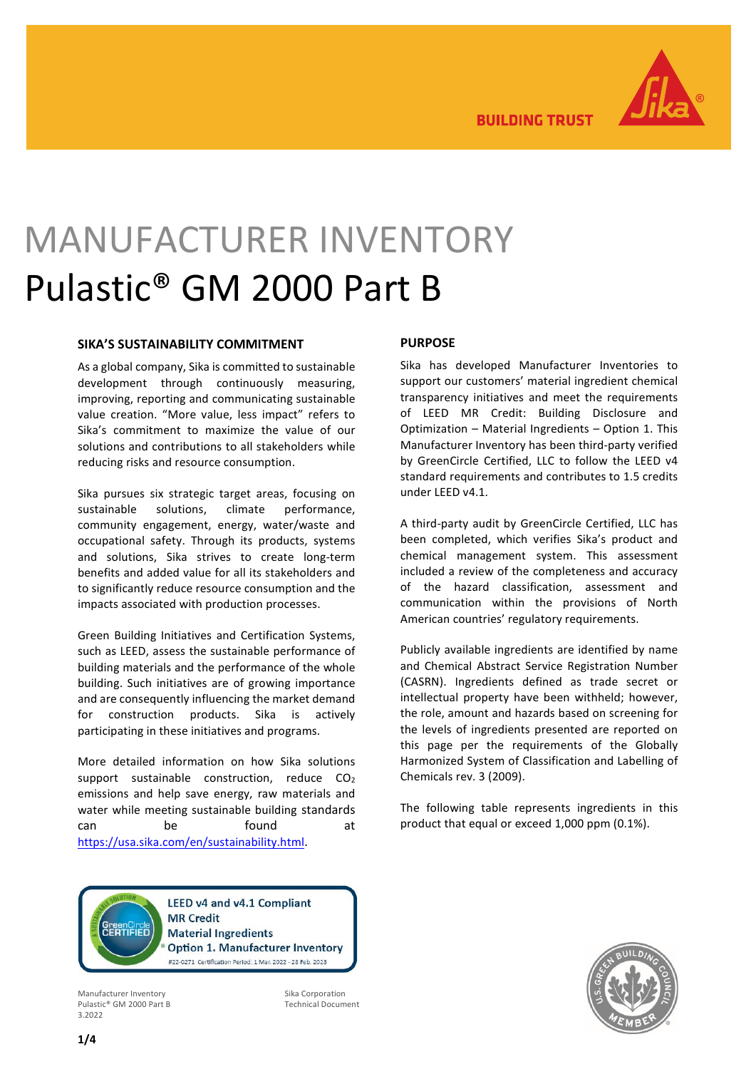BUILDING TRUST

# MANUFACTURER INVENTORY

# Pulastic® GM 2000 Part B

### SIKA'S SUSTAINABILITY COMMITMENT

As a global company, Sika is committed to sustainable development through continuously measuring, improving, reporting and communicating sustainable value creation. "More value, less impact" refers to Sika's commitment to maximize the value of our solutions and contributions to all stakeholders while reducing risks and resource consumption.

Sika pursues six strategic target areas, focusing on sustainable solutions, climate performance, community engagement, energy, water/waste and occupational safety. Through its products, systems and solutions, Sika strives to create long-term benefits and added value for all its stakeholders and to significantly reduce resource consumption and the impacts associated with production processes.

Green Building Initiatives and Certification Systems, such as LEED, assess the sustainable performance of building materials and the performance of the whole building. Such initiatives are of growing importance and are consequently influencing the market demand for construction products. Sika is actively participating in these initiatives and programs.

More detailed information on how Sika solutions support sustainable construction, reduce $CO_2$ emissions and help save energy, raw materials and water while meeting sustainable building standards can be found at https://usa.sika.com/en/sustainability.html.

### PURPOSE

Sika has developed Manufacturer Inventories to support our customers' material ingredient chemical transparency initiatives and meet the requirements of LEED MR Credit: Building Disclosure and Optimization – Material Ingredients – Option 1. This Manufacturer Inventory has been third-party verified by GreenCircle Certified, LLC to follow the LEED v4 standard requirements and contributes to 1.5 credits under LEED v4.1.

A third-party audit by GreenCircle Certified, LLC has been completed, which verifies Sika's product and chemical management system. This assessment included a review of the completeness and accuracy of the hazard classification, assessment and communication within the provisions of North American countries' regulatory requirements.

Publicly available ingredients are identified by name and Chemical Abstract Service Registration Number (CASRN). Ingredients defined as trade secret or intellectual property have been withheld; however, the role, amount and hazards based on screening for the levels of ingredients presented are reported on this page per the requirements of the Globally Harmonized System of Classification and Labelling of Chemicals rev. 3 (2009).

The following table represents ingredients in this product that equal or exceed 1,000 ppm (0.1%).

GreenCircle CERTIFIED
LEED v4 and v4.1 Compliant
MR Credit
Material Ingredients
Option 1. Manufacturer Inventory
#22-0271 Certification Period: 1 Mar. 2022 - 28 Feb. 2023

Manufacturer Inventory
Pulastic® GM 2000 Part B
3.2022

Sika Corporation
Technical Document

U.S. GREEN BUILDING COUNCIL MEMBER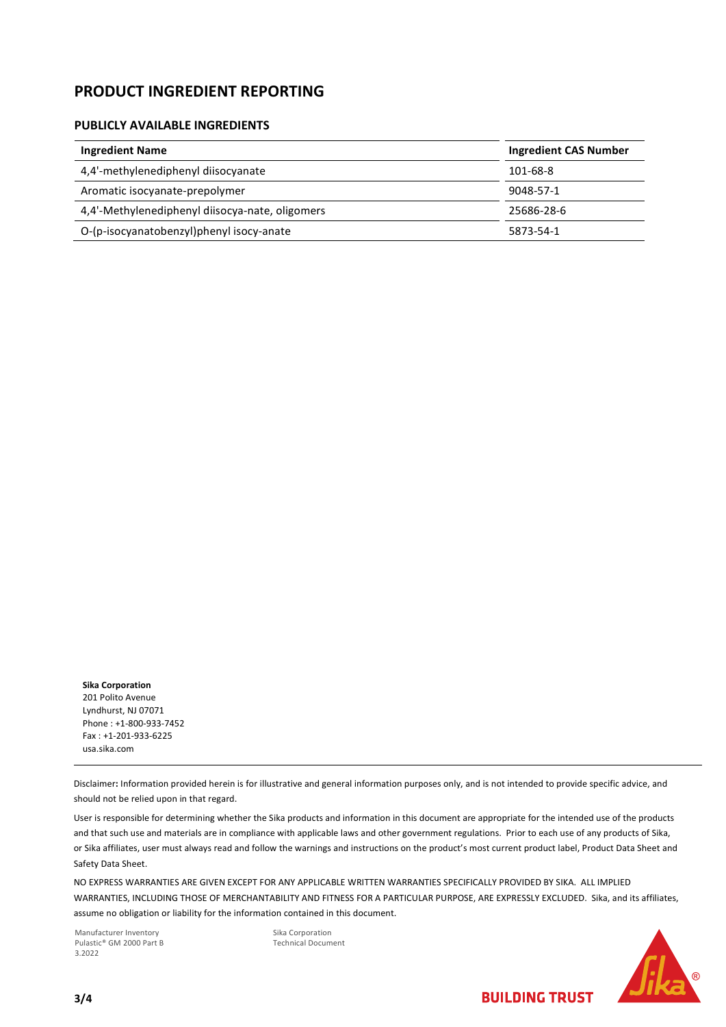## PRODUCT INGREDIENT REPORTING

### PUBLICLY AVAILABLE INGREDIENTS

| Ingredient Name | Ingredient CAS Number |
|---|---|
| 4,4'-methylenediphenyl diisocyanate | 101-68-8 |
| Aromatic isocyanate-prepolymer | 9048-57-1 |
| 4,4'-Methylenediphenyl diisocya-nate, oligomers | 25686-28-6 |
| O-(p-isocyanatobenzyl)phenyl isocy-anate | 5873-54-1 |

**Sika Corporation**
201 Polito Avenue
Lyndhurst, NJ 07071
Phone : +1-800-933-7452
Fax : +1-201-933-6225
usa.sika.com

Disclaimer**:** Information provided herein is for illustrative and general information purposes only, and is not intended to provide specific advice, and should not be relied upon in that regard.

User is responsible for determining whether the Sika products and information in this document are appropriate for the intended use of the products and that such use and materials are in compliance with applicable laws and other government regulations. Prior to each use of any products of Sika, or Sika affiliates, user must always read and follow the warnings and instructions on the product's most current product label, Product Data Sheet and Safety Data Sheet.

NO EXPRESS WARRANTIES ARE GIVEN EXCEPT FOR ANY APPLICABLE WRITTEN WARRANTIES SPECIFICALLY PROVIDED BY SIKA. ALL IMPLIED WARRANTIES, INCLUDING THOSE OF MERCHANTABILITY AND FITNESS FOR A PARTICULAR PURPOSE, ARE EXPRESSLY EXCLUDED. Sika, and its affiliates, assume no obligation or liability for the information contained in this document.

Manufacturer Inventory
Pulastic® GM 2000 Part B
3.2022

Sika Corporation
Technical Document

BUILDING TRUST